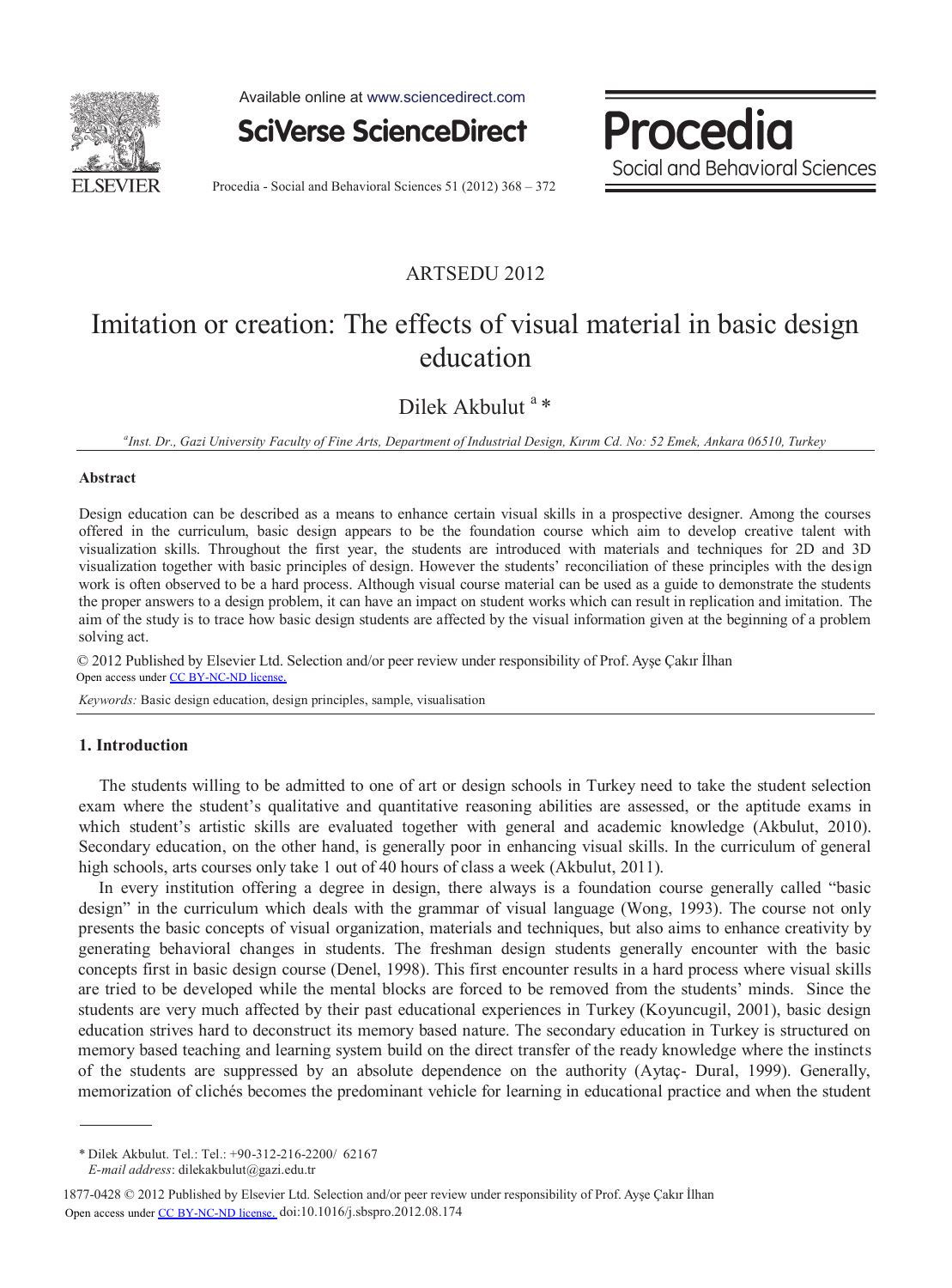ARTSEDU 2012

# Imitation or creation: The effects of visual material in basic design education

Dilek Akbulut [a] *

[a] *Inst. Dr., Gazi University Faculty of Fine Arts, Department of Industrial Design, Kırım Cd. No: 52 Emek, Ankara 06510, Turkey*

## Abstract

Design education can be described as a means to enhance certain visual skills in a prospective designer. Among the courses offered in the curriculum, basic design appears to be the foundation course which aim to develop creative talent with visualization skills. Throughout the first year, the students are introduced with materials and techniques for 2D and 3D visualization together with basic principles of design. However the students' reconciliation of these principles with the design work is often observed to be a hard process. Although visual course material can be used as a guide to demonstrate the students the proper answers to a design problem, it can have an impact on student works which can result in replication and imitation. The aim of the study is to trace how basic design students are affected by the visual information given at the beginning of a problem solving act.

© 2012 Published by Elsevier Ltd. Selection and/or peer review under responsibility of Prof. Ayşe Çakır İlhan
Open access under CC BY-NC-ND license.

*Keywords:* Basic design education, design principles, sample, visualisation

## 1. Introduction

The students willing to be admitted to one of art or design schools in Turkey need to take the student selection exam where the student's qualitative and quantitative reasoning abilities are assessed, or the aptitude exams in which student's artistic skills are evaluated together with general and academic knowledge (Akbulut, 2010). Secondary education, on the other hand, is generally poor in enhancing visual skills. In the curriculum of general high schools, arts courses only take 1 out of 40 hours of class a week (Akbulut, 2011).

In every institution offering a degree in design, there always is a foundation course generally called "basic design" in the curriculum which deals with the grammar of visual language (Wong, 1993). The course not only presents the basic concepts of visual organization, materials and techniques, but also aims to enhance creativity by generating behavioral changes in students. The freshman design students generally encounter with the basic concepts first in basic design course (Denel, 1998). This first encounter results in a hard process where visual skills are tried to be developed while the mental blocks are forced to be removed from the students' minds. Since the students are very much affected by their past educational experiences in Turkey (Koyuncugil, 2001), basic design education strives hard to deconstruct its memory based nature. The secondary education in Turkey is structured on memory based teaching and learning system build on the direct transfer of the ready knowledge where the instincts of the students are suppressed by an absolute dependence on the authority (Aytaç- Dural, 1999). Generally, memorization of clichés becomes the predominant vehicle for learning in educational practice and when the student

* Dilek Akbulut. Tel.: Tel.: +90-312-216-2200/ 62167
*E-mail address*: dilekakbulut@gazi.edu.tr

1877-0428 © 2012 Published by Elsevier Ltd. Selection and/or peer review under responsibility of Prof. Ayşe Çakır İlhan
Open access under CC BY-NC-ND license. doi:10.1016/j.sbspro.2012.08.174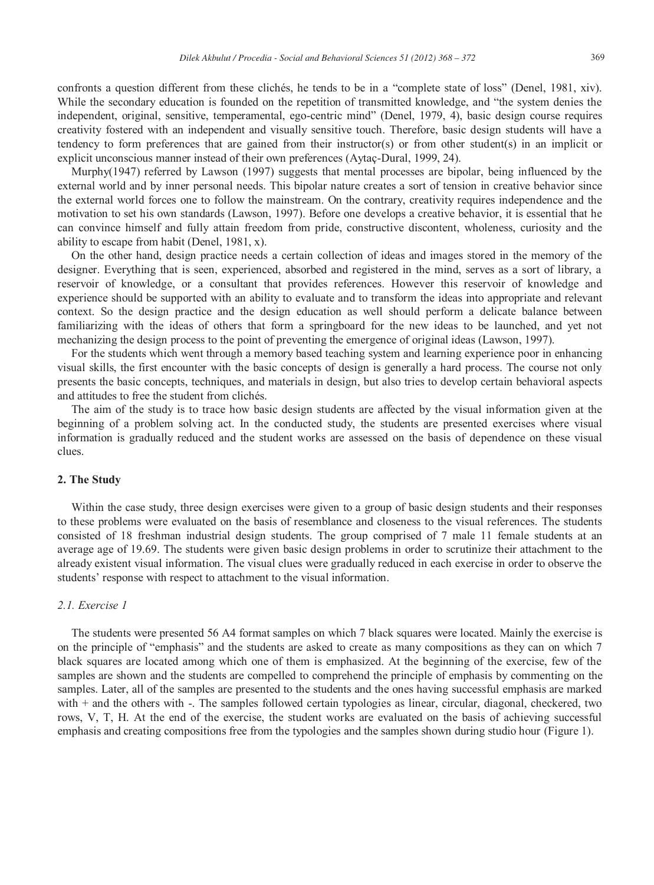confronts a question different from these clichés, he tends to be in a "complete state of loss" (Denel, 1981, xiv). While the secondary education is founded on the repetition of transmitted knowledge, and "the system denies the independent, original, sensitive, temperamental, ego-centric mind" (Denel, 1979, 4), basic design course requires creativity fostered with an independent and visually sensitive touch. Therefore, basic design students will have a tendency to form preferences that are gained from their instructor(s) or from other student(s) in an implicit or explicit unconscious manner instead of their own preferences (Aytaç-Dural, 1999, 24).

Murphy(1947) referred by Lawson (1997) suggests that mental processes are bipolar, being influenced by the external world and by inner personal needs. This bipolar nature creates a sort of tension in creative behavior since the external world forces one to follow the mainstream. On the contrary, creativity requires independence and the motivation to set his own standards (Lawson, 1997). Before one develops a creative behavior, it is essential that he can convince himself and fully attain freedom from pride, constructive discontent, wholeness, curiosity and the ability to escape from habit (Denel, 1981, x).

On the other hand, design practice needs a certain collection of ideas and images stored in the memory of the designer. Everything that is seen, experienced, absorbed and registered in the mind, serves as a sort of library, a reservoir of knowledge, or a consultant that provides references. However this reservoir of knowledge and experience should be supported with an ability to evaluate and to transform the ideas into appropriate and relevant context. So the design practice and the design education as well should perform a delicate balance between familiarizing with the ideas of others that form a springboard for the new ideas to be launched, and yet not mechanizing the design process to the point of preventing the emergence of original ideas (Lawson, 1997).

For the students which went through a memory based teaching system and learning experience poor in enhancing visual skills, the first encounter with the basic concepts of design is generally a hard process. The course not only presents the basic concepts, techniques, and materials in design, but also tries to develop certain behavioral aspects and attitudes to free the student from clichés.

The aim of the study is to trace how basic design students are affected by the visual information given at the beginning of a problem solving act. In the conducted study, the students are presented exercises where visual information is gradually reduced and the student works are assessed on the basis of dependence on these visual clues.

## 2. The Study

Within the case study, three design exercises were given to a group of basic design students and their responses to these problems were evaluated on the basis of resemblance and closeness to the visual references. The students consisted of 18 freshman industrial design students. The group comprised of 7 male 11 female students at an average age of 19.69. The students were given basic design problems in order to scrutinize their attachment to the already existent visual information. The visual clues were gradually reduced in each exercise in order to observe the students' response with respect to attachment to the visual information.

### *2.1. Exercise 1*

The students were presented 56 A4 format samples on which 7 black squares were located. Mainly the exercise is on the principle of "emphasis" and the students are asked to create as many compositions as they can on which 7 black squares are located among which one of them is emphasized. At the beginning of the exercise, few of the samples are shown and the students are compelled to comprehend the principle of emphasis by commenting on the samples. Later, all of the samples are presented to the students and the ones having successful emphasis are marked with + and the others with -. The samples followed certain typologies as linear, circular, diagonal, checkered, two rows, V, T, H. At the end of the exercise, the student works are evaluated on the basis of achieving successful emphasis and creating compositions free from the typologies and the samples shown during studio hour (Figure 1).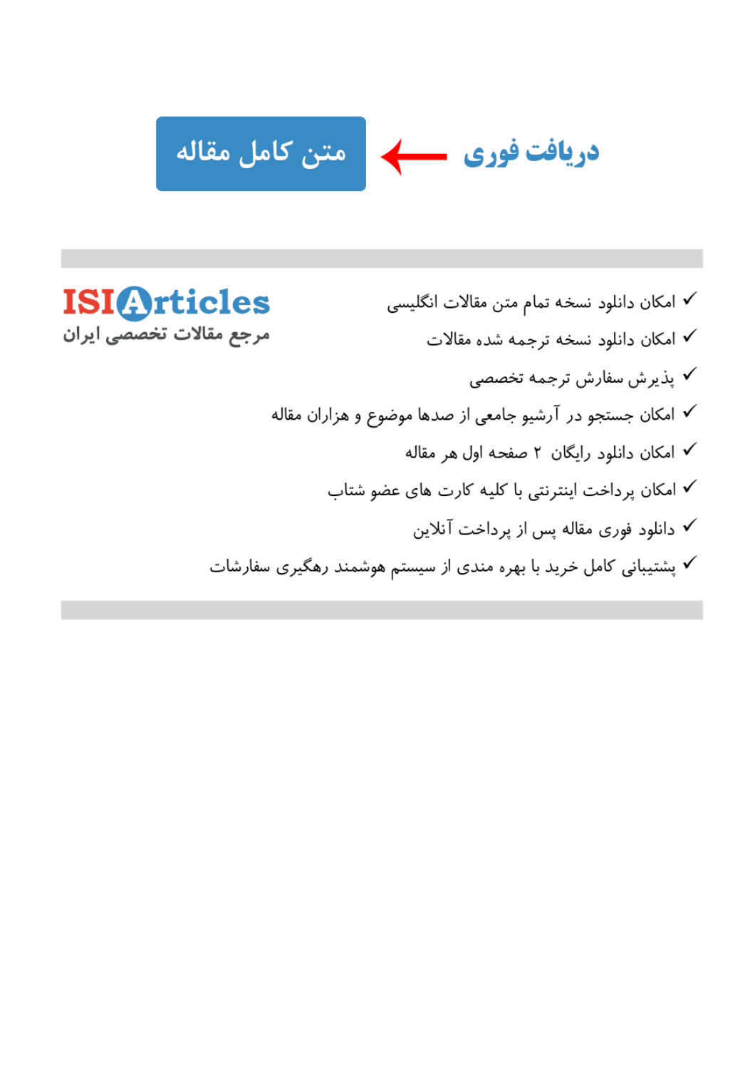دریافت فوری ← متن کامل مقاله

**ISIArticles**
مرجع مقالات تخصصی ایران

- ✓ امکان دانلود نسخه تمام متن مقالات انگلیسی
- ✓ امکان دانلود نسخه ترجمه شده مقالات
- ✓ پذیرش سفارش ترجمه تخصصی
- ✓ امکان جستجو در آرشیو جامعی از صدها موضوع و هزاران مقاله
- ✓ امکان دانلود رایگان ۲ صفحه اول هر مقاله
- ✓ امکان پرداخت اینترنتی با کلیه کارت های عضو شتاب
- ✓ دانلود فوری مقاله پس از پرداخت آنلاین
- ✓ پشتیبانی کامل خرید با بهره مندی از سیستم هوشمند رهگیری سفارشات